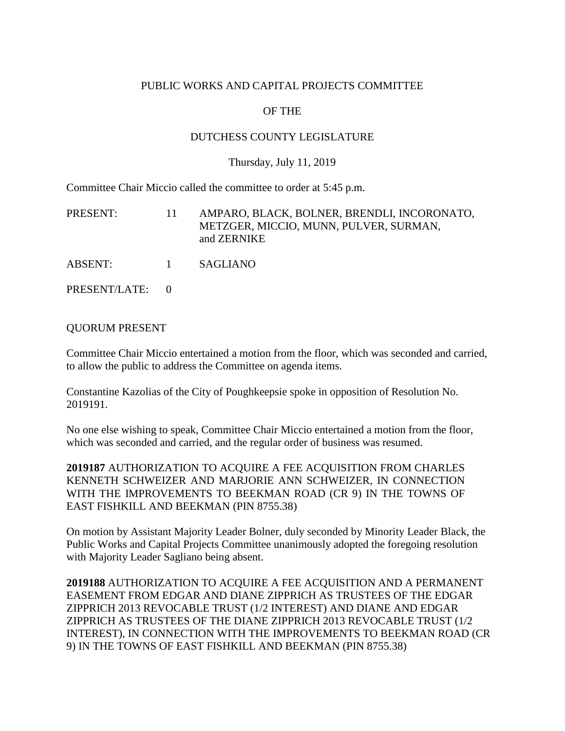PUBLIC WORKS AND CAPITAL PROJECTS COMMITTEE

OF THE

DUTCHESS COUNTY LEGISLATURE

Thursday, July 11, 2019

Committee Chair Miccio called the committee to order at 5:45 p.m.

| | | |
|---|---|---|
| PRESENT: | 11 | AMPARO, BLACK, BOLNER, BRENDLI, INCORONATO, METZGER, MICCIO, MUNN, PULVER, SURMAN, and ZERNIKE |
| ABSENT: | 1 | SAGLIANO |
| PRESENT/LATE: | 0 | |

QUORUM PRESENT

Committee Chair Miccio entertained a motion from the floor, which was seconded and carried, to allow the public to address the Committee on agenda items.

Constantine Kazolias of the City of Poughkeepsie spoke in opposition of Resolution No. 2019191.

No one else wishing to speak, Committee Chair Miccio entertained a motion from the floor, which was seconded and carried, and the regular order of business was resumed.

**2019187** AUTHORIZATION TO ACQUIRE A FEE ACQUISITION FROM CHARLES KENNETH SCHWEIZER AND MARJORIE ANN SCHWEIZER, IN CONNECTION WITH THE IMPROVEMENTS TO BEEKMAN ROAD (CR 9) IN THE TOWNS OF EAST FISHKILL AND BEEKMAN (PIN 8755.38)

On motion by Assistant Majority Leader Bolner, duly seconded by Minority Leader Black, the Public Works and Capital Projects Committee unanimously adopted the foregoing resolution with Majority Leader Sagliano being absent.

**2019188** AUTHORIZATION TO ACQUIRE A FEE ACQUISITION AND A PERMANENT EASEMENT FROM EDGAR AND DIANE ZIPPRICH AS TRUSTEES OF THE EDGAR ZIPPRICH 2013 REVOCABLE TRUST (1/2 INTEREST) AND DIANE AND EDGAR ZIPPRICH AS TRUSTEES OF THE DIANE ZIPPRICH 2013 REVOCABLE TRUST (1/2 INTEREST), IN CONNECTION WITH THE IMPROVEMENTS TO BEEKMAN ROAD (CR 9) IN THE TOWNS OF EAST FISHKILL AND BEEKMAN (PIN 8755.38)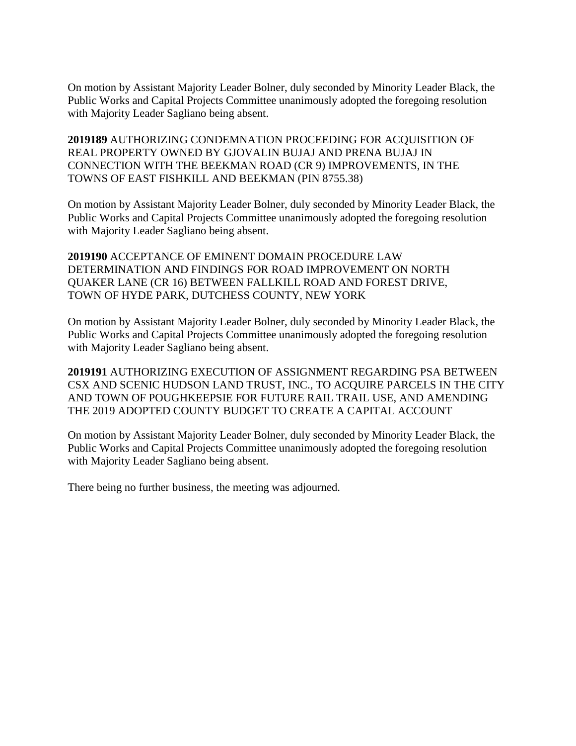On motion by Assistant Majority Leader Bolner, duly seconded by Minority Leader Black, the Public Works and Capital Projects Committee unanimously adopted the foregoing resolution with Majority Leader Sagliano being absent.

**2019189** AUTHORIZING CONDEMNATION PROCEEDING FOR ACQUISITION OF REAL PROPERTY OWNED BY GJOVALIN BUJAJ AND PRENA BUJAJ IN CONNECTION WITH THE BEEKMAN ROAD (CR 9) IMPROVEMENTS, IN THE TOWNS OF EAST FISHKILL AND BEEKMAN (PIN 8755.38)

On motion by Assistant Majority Leader Bolner, duly seconded by Minority Leader Black, the Public Works and Capital Projects Committee unanimously adopted the foregoing resolution with Majority Leader Sagliano being absent.

**2019190** ACCEPTANCE OF EMINENT DOMAIN PROCEDURE LAW DETERMINATION AND FINDINGS FOR ROAD IMPROVEMENT ON NORTH QUAKER LANE (CR 16) BETWEEN FALLKILL ROAD AND FOREST DRIVE, TOWN OF HYDE PARK, DUTCHESS COUNTY, NEW YORK

On motion by Assistant Majority Leader Bolner, duly seconded by Minority Leader Black, the Public Works and Capital Projects Committee unanimously adopted the foregoing resolution with Majority Leader Sagliano being absent.

**2019191** AUTHORIZING EXECUTION OF ASSIGNMENT REGARDING PSA BETWEEN CSX AND SCENIC HUDSON LAND TRUST, INC., TO ACQUIRE PARCELS IN THE CITY AND TOWN OF POUGHKEEPSIE FOR FUTURE RAIL TRAIL USE, AND AMENDING THE 2019 ADOPTED COUNTY BUDGET TO CREATE A CAPITAL ACCOUNT

On motion by Assistant Majority Leader Bolner, duly seconded by Minority Leader Black, the Public Works and Capital Projects Committee unanimously adopted the foregoing resolution with Majority Leader Sagliano being absent.

There being no further business, the meeting was adjourned.